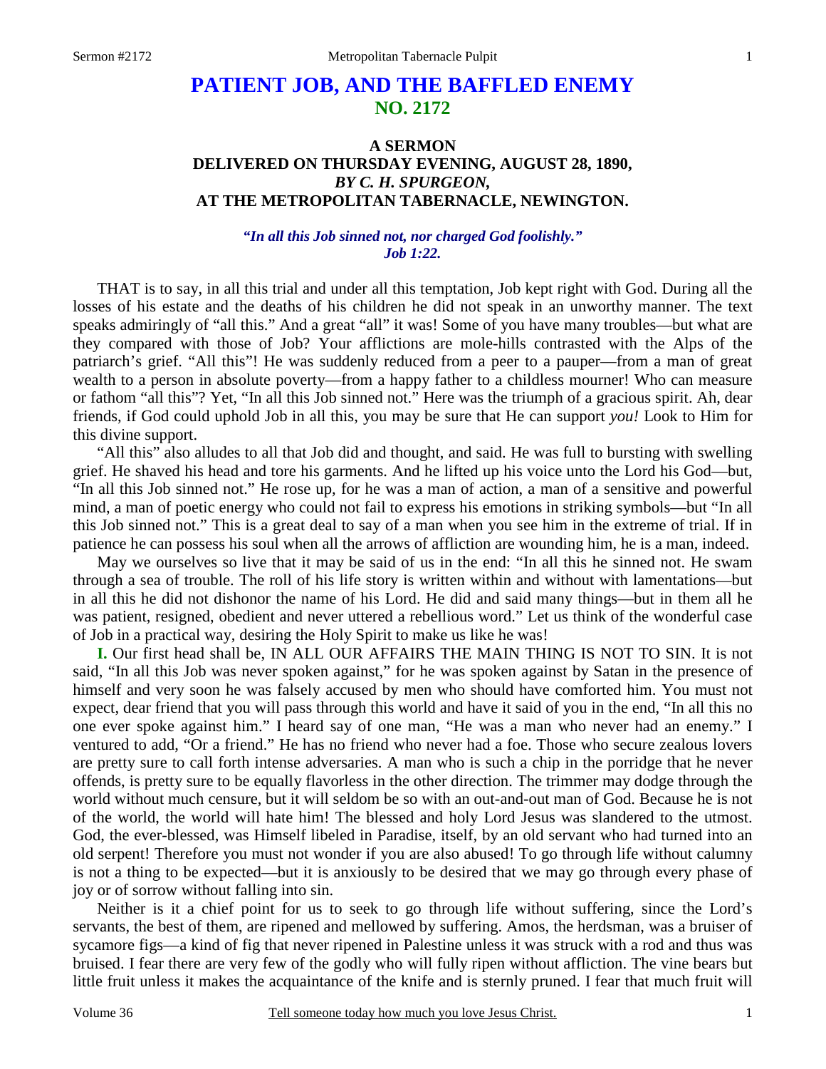# PATIENT JOB, AND THE BAFFLED ENEMY
## NO. 2172

### A SERMON
### DELIVERED ON THURSDAY EVENING, AUGUST 28, 1890,
### *BY C. H. SPURGEON,*
### AT THE METROPOLITAN TABERNACLE, NEWINGTON.

***"In all this Job sinned not, nor charged God foolishly." Job 1:22.***

THAT is to say, in all this trial and under all this temptation, Job kept right with God. During all the losses of his estate and the deaths of his children he did not speak in an unworthy manner. The text speaks admiringly of "all this." And a great "all" it was! Some of you have many troubles—but what are they compared with those of Job? Your afflictions are mole-hills contrasted with the Alps of the patriarch's grief. "All this"! He was suddenly reduced from a peer to a pauper—from a man of great wealth to a person in absolute poverty—from a happy father to a childless mourner! Who can measure or fathom "all this"? Yet, "In all this Job sinned not." Here was the triumph of a gracious spirit. Ah, dear friends, if God could uphold Job in all this, you may be sure that He can support *you!* Look to Him for this divine support.

"All this" also alludes to all that Job did and thought, and said. He was full to bursting with swelling grief. He shaved his head and tore his garments. And he lifted up his voice unto the Lord his God—but, "In all this Job sinned not." He rose up, for he was a man of action, a man of a sensitive and powerful mind, a man of poetic energy who could not fail to express his emotions in striking symbols—but "In all this Job sinned not." This is a great deal to say of a man when you see him in the extreme of trial. If in patience he can possess his soul when all the arrows of affliction are wounding him, he is a man, indeed.

May we ourselves so live that it may be said of us in the end: "In all this he sinned not. He swam through a sea of trouble. The roll of his life story is written within and without with lamentations—but in all this he did not dishonor the name of his Lord. He did and said many things—but in them all he was patient, resigned, obedient and never uttered a rebellious word." Let us think of the wonderful case of Job in a practical way, desiring the Holy Spirit to make us like he was!

**I.** Our first head shall be, IN ALL OUR AFFAIRS THE MAIN THING IS NOT TO SIN. It is not said, "In all this Job was never spoken against," for he was spoken against by Satan in the presence of himself and very soon he was falsely accused by men who should have comforted him. You must not expect, dear friend that you will pass through this world and have it said of you in the end, "In all this no one ever spoke against him." I heard say of one man, "He was a man who never had an enemy." I ventured to add, "Or a friend." He has no friend who never had a foe. Those who secure zealous lovers are pretty sure to call forth intense adversaries. A man who is such a chip in the porridge that he never offends, is pretty sure to be equally flavorless in the other direction. The trimmer may dodge through the world without much censure, but it will seldom be so with an out-and-out man of God. Because he is not of the world, the world will hate him! The blessed and holy Lord Jesus was slandered to the utmost. God, the ever-blessed, was Himself libeled in Paradise, itself, by an old servant who had turned into an old serpent! Therefore you must not wonder if you are also abused! To go through life without calumny is not a thing to be expected—but it is anxiously to be desired that we may go through every phase of joy or of sorrow without falling into sin.

Neither is it a chief point for us to seek to go through life without suffering, since the Lord's servants, the best of them, are ripened and mellowed by suffering. Amos, the herdsman, was a bruiser of sycamore figs—a kind of fig that never ripened in Palestine unless it was struck with a rod and thus was bruised. I fear there are very few of the godly who will fully ripen without affliction. The vine bears but little fruit unless it makes the acquaintance of the knife and is sternly pruned. I fear that much fruit will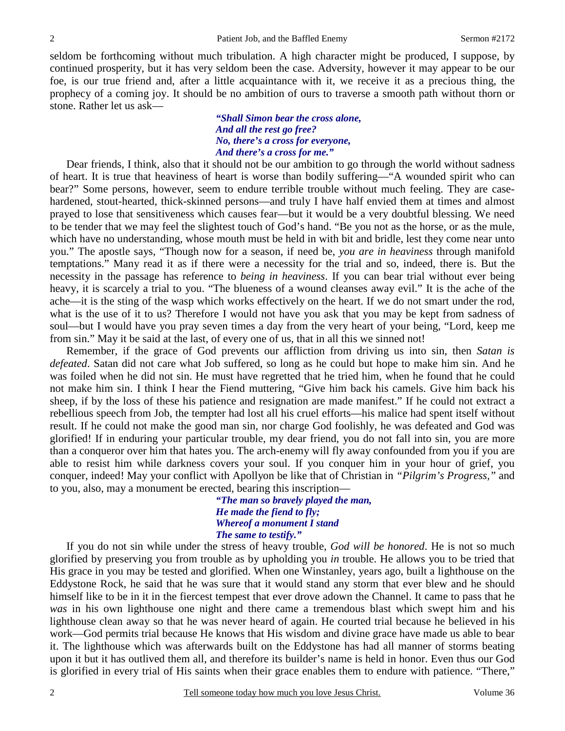seldom be forthcoming without much tribulation. A high character might be produced, I suppose, by continued prosperity, but it has very seldom been the case. Adversity, however it may appear to be our foe, is our true friend and, after a little acquaintance with it, we receive it as a precious thing, the prophecy of a coming joy. It should be no ambition of ours to traverse a smooth path without thorn or stone. Rather let us ask—

> ***"Shall Simon bear the cross alone,***
> ***And all the rest go free?***
> ***No, there's a cross for everyone,***
> ***And there's a cross for me."***

Dear friends, I think, also that it should not be our ambition to go through the world without sadness of heart. It is true that heaviness of heart is worse than bodily suffering—"A wounded spirit who can bear?" Some persons, however, seem to endure terrible trouble without much feeling. They are case-hardened, stout-hearted, thick-skinned persons—and truly I have half envied them at times and almost prayed to lose that sensitiveness which causes fear—but it would be a very doubtful blessing. We need to be tender that we may feel the slightest touch of God's hand. "Be you not as the horse, or as the mule, which have no understanding, whose mouth must be held in with bit and bridle, lest they come near unto you." The apostle says, "Though now for a season, if need be, *you are in heaviness* through manifold temptations." Many read it as if there were a necessity for the trial and so, indeed, there is. But the necessity in the passage has reference to *being in heaviness*. If you can bear trial without ever being heavy, it is scarcely a trial to you. "The blueness of a wound cleanses away evil." It is the ache of the ache—it is the sting of the wasp which works effectively on the heart. If we do not smart under the rod, what is the use of it to us? Therefore I would not have you ask that you may be kept from sadness of soul—but I would have you pray seven times a day from the very heart of your being, "Lord, keep me from sin." May it be said at the last, of every one of us, that in all this we sinned not!

Remember, if the grace of God prevents our affliction from driving us into sin, then *Satan is defeated*. Satan did not care what Job suffered, so long as he could but hope to make him sin. And he was foiled when he did not sin. He must have regretted that he tried him, when he found that he could not make him sin. I think I hear the Fiend muttering, "Give him back his camels. Give him back his sheep, if by the loss of these his patience and resignation are made manifest." If he could not extract a rebellious speech from Job, the tempter had lost all his cruel efforts—his malice had spent itself without result. If he could not make the good man sin, nor charge God foolishly, he was defeated and God was glorified! If in enduring your particular trouble, my dear friend, you do not fall into sin, you are more than a conqueror over him that hates you. The arch-enemy will fly away confounded from you if you are able to resist him while darkness covers your soul. If you conquer him in your hour of grief, you conquer, indeed! May your conflict with Apollyon be like that of Christian in *"Pilgrim's Progress,"* and to you, also, may a monument be erected, bearing this inscription—

> ***"The man so bravely played the man,***
> ***He made the fiend to fly;***
> ***Whereof a monument I stand***
> ***The same to testify."***

If you do not sin while under the stress of heavy trouble, *God will be honored*. He is not so much glorified by preserving you from trouble as by upholding you *in* trouble. He allows you to be tried that His grace in you may be tested and glorified. When one Winstanley, years ago, built a lighthouse on the Eddystone Rock, he said that he was sure that it would stand any storm that ever blew and he should himself like to be in it in the fiercest tempest that ever drove adown the Channel. It came to pass that he *was* in his own lighthouse one night and there came a tremendous blast which swept him and his lighthouse clean away so that he was never heard of again. He courted trial because he believed in his work—God permits trial because He knows that His wisdom and divine grace have made us able to bear it. The lighthouse which was afterwards built on the Eddystone has had all manner of storms beating upon it but it has outlived them all, and therefore its builder's name is held in honor. Even thus our God is glorified in every trial of His saints when their grace enables them to endure with patience. "There,"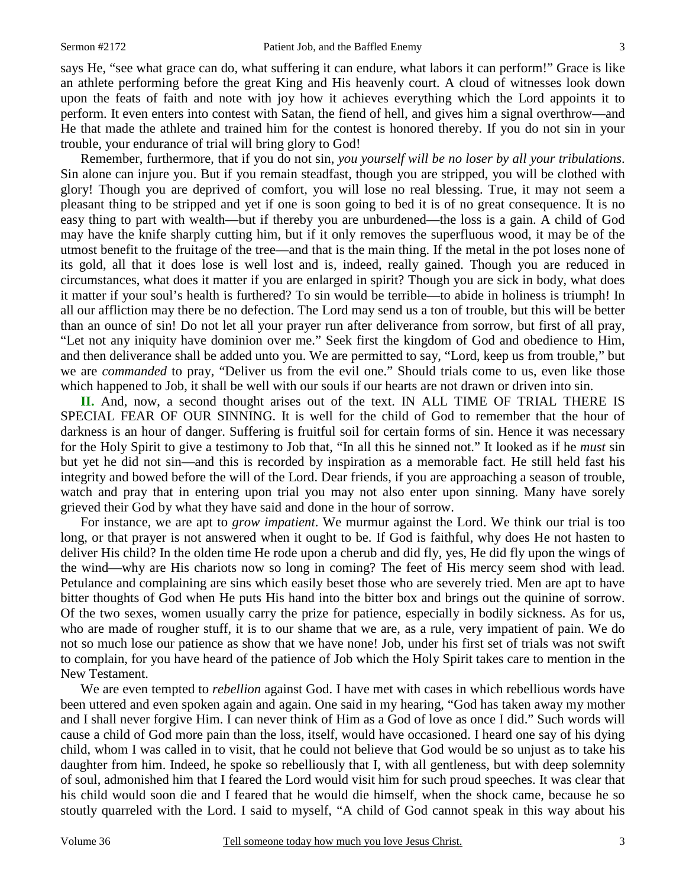says He, "see what grace can do, what suffering it can endure, what labors it can perform!" Grace is like an athlete performing before the great King and His heavenly court. A cloud of witnesses look down upon the feats of faith and note with joy how it achieves everything which the Lord appoints it to perform. It even enters into contest with Satan, the fiend of hell, and gives him a signal overthrow—and He that made the athlete and trained him for the contest is honored thereby. If you do not sin in your trouble, your endurance of trial will bring glory to God!

Remember, furthermore, that if you do not sin, *you yourself will be no loser by all your tribulations*. Sin alone can injure you. But if you remain steadfast, though you are stripped, you will be clothed with glory! Though you are deprived of comfort, you will lose no real blessing. True, it may not seem a pleasant thing to be stripped and yet if one is soon going to bed it is of no great consequence. It is no easy thing to part with wealth—but if thereby you are unburdened—the loss is a gain. A child of God may have the knife sharply cutting him, but if it only removes the superfluous wood, it may be of the utmost benefit to the fruitage of the tree—and that is the main thing. If the metal in the pot loses none of its gold, all that it does lose is well lost and is, indeed, really gained. Though you are reduced in circumstances, what does it matter if you are enlarged in spirit? Though you are sick in body, what does it matter if your soul's health is furthered? To sin would be terrible—to abide in holiness is triumph! In all our affliction may there be no defection. The Lord may send us a ton of trouble, but this will be better than an ounce of sin! Do not let all your prayer run after deliverance from sorrow, but first of all pray, "Let not any iniquity have dominion over me." Seek first the kingdom of God and obedience to Him, and then deliverance shall be added unto you. We are permitted to say, "Lord, keep us from trouble," but we are *commanded* to pray, "Deliver us from the evil one." Should trials come to us, even like those which happened to Job, it shall be well with our souls if our hearts are not drawn or driven into sin.

**II.** And, now, a second thought arises out of the text. IN ALL TIME OF TRIAL THERE IS SPECIAL FEAR OF OUR SINNING. It is well for the child of God to remember that the hour of darkness is an hour of danger. Suffering is fruitful soil for certain forms of sin. Hence it was necessary for the Holy Spirit to give a testimony to Job that, "In all this he sinned not." It looked as if he *must* sin but yet he did not sin—and this is recorded by inspiration as a memorable fact. He still held fast his integrity and bowed before the will of the Lord. Dear friends, if you are approaching a season of trouble, watch and pray that in entering upon trial you may not also enter upon sinning. Many have sorely grieved their God by what they have said and done in the hour of sorrow.

For instance, we are apt to *grow impatient*. We murmur against the Lord. We think our trial is too long, or that prayer is not answered when it ought to be. If God is faithful, why does He not hasten to deliver His child? In the olden time He rode upon a cherub and did fly, yes, He did fly upon the wings of the wind—why are His chariots now so long in coming? The feet of His mercy seem shod with lead. Petulance and complaining are sins which easily beset those who are severely tried. Men are apt to have bitter thoughts of God when He puts His hand into the bitter box and brings out the quinine of sorrow. Of the two sexes, women usually carry the prize for patience, especially in bodily sickness. As for us, who are made of rougher stuff, it is to our shame that we are, as a rule, very impatient of pain. We do not so much lose our patience as show that we have none! Job, under his first set of trials was not swift to complain, for you have heard of the patience of Job which the Holy Spirit takes care to mention in the New Testament.

We are even tempted to *rebellion* against God. I have met with cases in which rebellious words have been uttered and even spoken again and again. One said in my hearing, "God has taken away my mother and I shall never forgive Him. I can never think of Him as a God of love as once I did." Such words will cause a child of God more pain than the loss, itself, would have occasioned. I heard one say of his dying child, whom I was called in to visit, that he could not believe that God would be so unjust as to take his daughter from him. Indeed, he spoke so rebelliously that I, with all gentleness, but with deep solemnity of soul, admonished him that I feared the Lord would visit him for such proud speeches. It was clear that his child would soon die and I feared that he would die himself, when the shock came, because he so stoutly quarreled with the Lord. I said to myself, "A child of God cannot speak in this way about his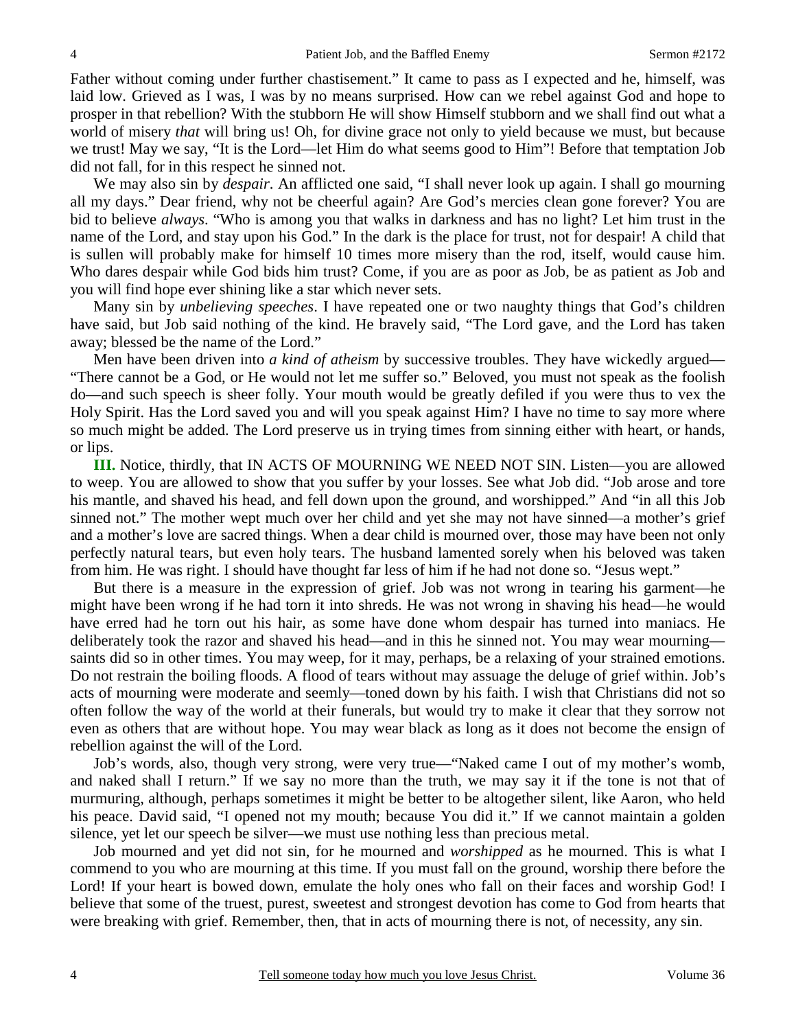Father without coming under further chastisement." It came to pass as I expected and he, himself, was laid low. Grieved as I was, I was by no means surprised. How can we rebel against God and hope to prosper in that rebellion? With the stubborn He will show Himself stubborn and we shall find out what a world of misery *that* will bring us! Oh, for divine grace not only to yield because we must, but because we trust! May we say, "It is the Lord—let Him do what seems good to Him"! Before that temptation Job did not fall, for in this respect he sinned not.

We may also sin by *despair*. An afflicted one said, "I shall never look up again. I shall go mourning all my days." Dear friend, why not be cheerful again? Are God's mercies clean gone forever? You are bid to believe *always*. "Who is among you that walks in darkness and has no light? Let him trust in the name of the Lord, and stay upon his God." In the dark is the place for trust, not for despair! A child that is sullen will probably make for himself 10 times more misery than the rod, itself, would cause him. Who dares despair while God bids him trust? Come, if you are as poor as Job, be as patient as Job and you will find hope ever shining like a star which never sets.

Many sin by *unbelieving speeches*. I have repeated one or two naughty things that God's children have said, but Job said nothing of the kind. He bravely said, "The Lord gave, and the Lord has taken away; blessed be the name of the Lord."

Men have been driven into *a kind of atheism* by successive troubles. They have wickedly argued—"There cannot be a God, or He would not let me suffer so." Beloved, you must not speak as the foolish do—and such speech is sheer folly. Your mouth would be greatly defiled if you were thus to vex the Holy Spirit. Has the Lord saved you and will you speak against Him? I have no time to say more where so much might be added. The Lord preserve us in trying times from sinning either with heart, or hands, or lips.

**III.** Notice, thirdly, that IN ACTS OF MOURNING WE NEED NOT SIN. Listen—you are allowed to weep. You are allowed to show that you suffer by your losses. See what Job did. "Job arose and tore his mantle, and shaved his head, and fell down upon the ground, and worshipped." And "in all this Job sinned not." The mother wept much over her child and yet she may not have sinned—a mother's grief and a mother's love are sacred things. When a dear child is mourned over, those may have been not only perfectly natural tears, but even holy tears. The husband lamented sorely when his beloved was taken from him. He was right. I should have thought far less of him if he had not done so. "Jesus wept."

But there is a measure in the expression of grief. Job was not wrong in tearing his garment—he might have been wrong if he had torn it into shreds. He was not wrong in shaving his head—he would have erred had he torn out his hair, as some have done whom despair has turned into maniacs. He deliberately took the razor and shaved his head—and in this he sinned not. You may wear mourning—saints did so in other times. You may weep, for it may, perhaps, be a relaxing of your strained emotions. Do not restrain the boiling floods. A flood of tears without may assuage the deluge of grief within. Job's acts of mourning were moderate and seemly—toned down by his faith. I wish that Christians did not so often follow the way of the world at their funerals, but would try to make it clear that they sorrow not even as others that are without hope. You may wear black as long as it does not become the ensign of rebellion against the will of the Lord.

Job's words, also, though very strong, were very true—"Naked came I out of my mother's womb, and naked shall I return." If we say no more than the truth, we may say it if the tone is not that of murmuring, although, perhaps sometimes it might be better to be altogether silent, like Aaron, who held his peace. David said, "I opened not my mouth; because You did it." If we cannot maintain a golden silence, yet let our speech be silver—we must use nothing less than precious metal.

Job mourned and yet did not sin, for he mourned and *worshipped* as he mourned. This is what I commend to you who are mourning at this time. If you must fall on the ground, worship there before the Lord! If your heart is bowed down, emulate the holy ones who fall on their faces and worship God! I believe that some of the truest, purest, sweetest and strongest devotion has come to God from hearts that were breaking with grief. Remember, then, that in acts of mourning there is not, of necessity, any sin.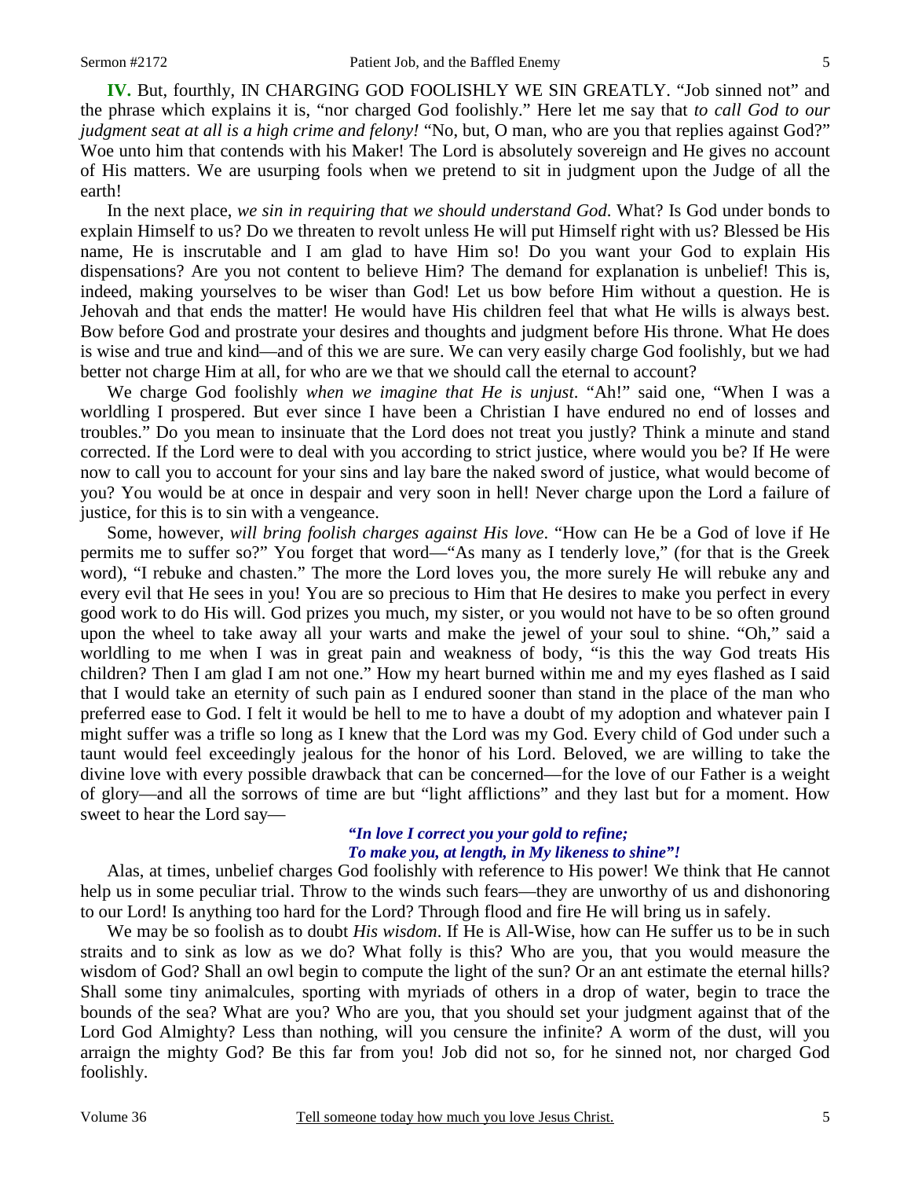**IV.** But, fourthly, IN CHARGING GOD FOOLISHLY WE SIN GREATLY. "Job sinned not" and the phrase which explains it is, "nor charged God foolishly." Here let me say that *to call God to our judgment seat at all is a high crime and felony!* "No, but, O man, who are you that replies against God?" Woe unto him that contends with his Maker! The Lord is absolutely sovereign and He gives no account of His matters. We are usurping fools when we pretend to sit in judgment upon the Judge of all the earth!

In the next place, *we sin in requiring that we should understand God*. What? Is God under bonds to explain Himself to us? Do we threaten to revolt unless He will put Himself right with us? Blessed be His name, He is inscrutable and I am glad to have Him so! Do you want your God to explain His dispensations? Are you not content to believe Him? The demand for explanation is unbelief! This is, indeed, making yourselves to be wiser than God! Let us bow before Him without a question. He is Jehovah and that ends the matter! He would have His children feel that what He wills is always best. Bow before God and prostrate your desires and thoughts and judgment before His throne. What He does is wise and true and kind—and of this we are sure. We can very easily charge God foolishly, but we had better not charge Him at all, for who are we that we should call the eternal to account?

We charge God foolishly *when we imagine that He is unjust*. "Ah!" said one, "When I was a worldling I prospered. But ever since I have been a Christian I have endured no end of losses and troubles." Do you mean to insinuate that the Lord does not treat you justly? Think a minute and stand corrected. If the Lord were to deal with you according to strict justice, where would you be? If He were now to call you to account for your sins and lay bare the naked sword of justice, what would become of you? You would be at once in despair and very soon in hell! Never charge upon the Lord a failure of justice, for this is to sin with a vengeance.

Some, however, *will bring foolish charges against His love*. "How can He be a God of love if He permits me to suffer so?" You forget that word—"As many as I tenderly love," (for that is the Greek word), "I rebuke and chasten." The more the Lord loves you, the more surely He will rebuke any and every evil that He sees in you! You are so precious to Him that He desires to make you perfect in every good work to do His will. God prizes you much, my sister, or you would not have to be so often ground upon the wheel to take away all your warts and make the jewel of your soul to shine. "Oh," said a worldling to me when I was in great pain and weakness of body, "is this the way God treats His children? Then I am glad I am not one." How my heart burned within me and my eyes flashed as I said that I would take an eternity of such pain as I endured sooner than stand in the place of the man who preferred ease to God. I felt it would be hell to me to have a doubt of my adoption and whatever pain I might suffer was a trifle so long as I knew that the Lord was my God. Every child of God under such a taunt would feel exceedingly jealous for the honor of his Lord. Beloved, we are willing to take the divine love with every possible drawback that can be concerned—for the love of our Father is a weight of glory—and all the sorrows of time are but "light afflictions" and they last but for a moment. How sweet to hear the Lord say—

> ***"In love I correct you your gold to refine;***
> ***To make you, at length, in My likeness to shine"!***

Alas, at times, unbelief charges God foolishly with reference to His power! We think that He cannot help us in some peculiar trial. Throw to the winds such fears—they are unworthy of us and dishonoring to our Lord! Is anything too hard for the Lord? Through flood and fire He will bring us in safely.

We may be so foolish as to doubt *His wisdom*. If He is All-Wise, how can He suffer us to be in such straits and to sink as low as we do? What folly is this? Who are you, that you would measure the wisdom of God? Shall an owl begin to compute the light of the sun? Or an ant estimate the eternal hills? Shall some tiny animalcules, sporting with myriads of others in a drop of water, begin to trace the bounds of the sea? What are you? Who are you, that you should set your judgment against that of the Lord God Almighty? Less than nothing, will you censure the infinite? A worm of the dust, will you arraign the mighty God? Be this far from you! Job did not so, for he sinned not, nor charged God foolishly.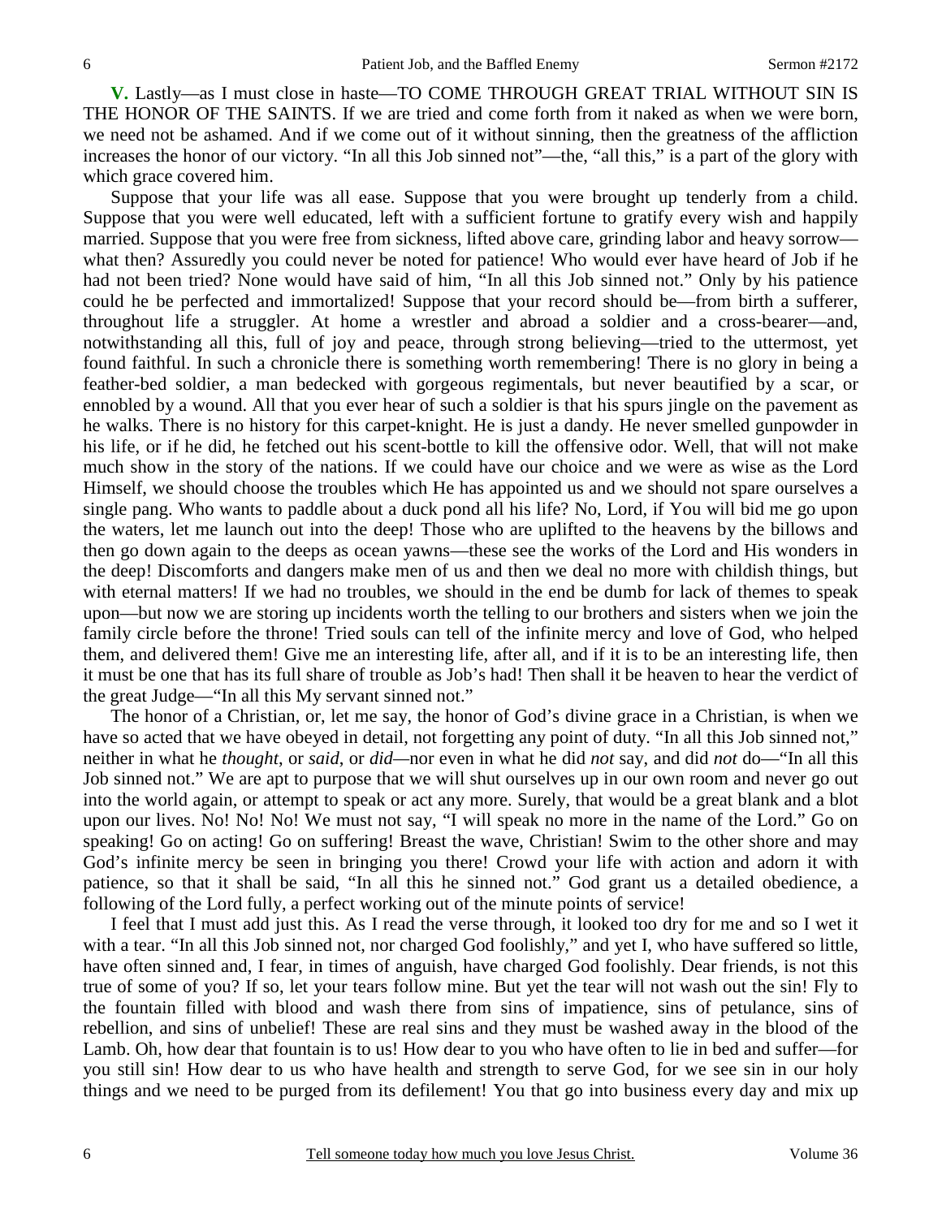**V.** Lastly—as I must close in haste—TO COME THROUGH GREAT TRIAL WITHOUT SIN IS THE HONOR OF THE SAINTS. If we are tried and come forth from it naked as when we were born, we need not be ashamed. And if we come out of it without sinning, then the greatness of the affliction increases the honor of our victory. "In all this Job sinned not"—the, "all this," is a part of the glory with which grace covered him.

Suppose that your life was all ease. Suppose that you were brought up tenderly from a child. Suppose that you were well educated, left with a sufficient fortune to gratify every wish and happily married. Suppose that you were free from sickness, lifted above care, grinding labor and heavy sorrow—what then? Assuredly you could never be noted for patience! Who would ever have heard of Job if he had not been tried? None would have said of him, "In all this Job sinned not." Only by his patience could he be perfected and immortalized! Suppose that your record should be—from birth a sufferer, throughout life a struggler. At home a wrestler and abroad a soldier and a cross-bearer—and, notwithstanding all this, full of joy and peace, through strong believing—tried to the uttermost, yet found faithful. In such a chronicle there is something worth remembering! There is no glory in being a feather-bed soldier, a man bedecked with gorgeous regimentals, but never beautified by a scar, or ennobled by a wound. All that you ever hear of such a soldier is that his spurs jingle on the pavement as he walks. There is no history for this carpet-knight. He is just a dandy. He never smelled gunpowder in his life, or if he did, he fetched out his scent-bottle to kill the offensive odor. Well, that will not make much show in the story of the nations. If we could have our choice and we were as wise as the Lord Himself, we should choose the troubles which He has appointed us and we should not spare ourselves a single pang. Who wants to paddle about a duck pond all his life? No, Lord, if You will bid me go upon the waters, let me launch out into the deep! Those who are uplifted to the heavens by the billows and then go down again to the deeps as ocean yawns—these see the works of the Lord and His wonders in the deep! Discomforts and dangers make men of us and then we deal no more with childish things, but with eternal matters! If we had no troubles, we should in the end be dumb for lack of themes to speak upon—but now we are storing up incidents worth the telling to our brothers and sisters when we join the family circle before the throne! Tried souls can tell of the infinite mercy and love of God, who helped them, and delivered them! Give me an interesting life, after all, and if it is to be an interesting life, then it must be one that has its full share of trouble as Job's had! Then shall it be heaven to hear the verdict of the great Judge—"In all this My servant sinned not."

The honor of a Christian, or, let me say, the honor of God's divine grace in a Christian, is when we have so acted that we have obeyed in detail, not forgetting any point of duty. "In all this Job sinned not," neither in what he *thought*, or *said*, or *did*—nor even in what he did *not* say, and did *not* do—"In all this Job sinned not." We are apt to purpose that we will shut ourselves up in our own room and never go out into the world again, or attempt to speak or act any more. Surely, that would be a great blank and a blot upon our lives. No! No! No! We must not say, "I will speak no more in the name of the Lord." Go on speaking! Go on acting! Go on suffering! Breast the wave, Christian! Swim to the other shore and may God's infinite mercy be seen in bringing you there! Crowd your life with action and adorn it with patience, so that it shall be said, "In all this he sinned not." God grant us a detailed obedience, a following of the Lord fully, a perfect working out of the minute points of service!

I feel that I must add just this. As I read the verse through, it looked too dry for me and so I wet it with a tear. "In all this Job sinned not, nor charged God foolishly," and yet I, who have suffered so little, have often sinned and, I fear, in times of anguish, have charged God foolishly. Dear friends, is not this true of some of you? If so, let your tears follow mine. But yet the tear will not wash out the sin! Fly to the fountain filled with blood and wash there from sins of impatience, sins of petulance, sins of rebellion, and sins of unbelief! These are real sins and they must be washed away in the blood of the Lamb. Oh, how dear that fountain is to us! How dear to you who have often to lie in bed and suffer—for you still sin! How dear to us who have health and strength to serve God, for we see sin in our holy things and we need to be purged from its defilement! You that go into business every day and mix up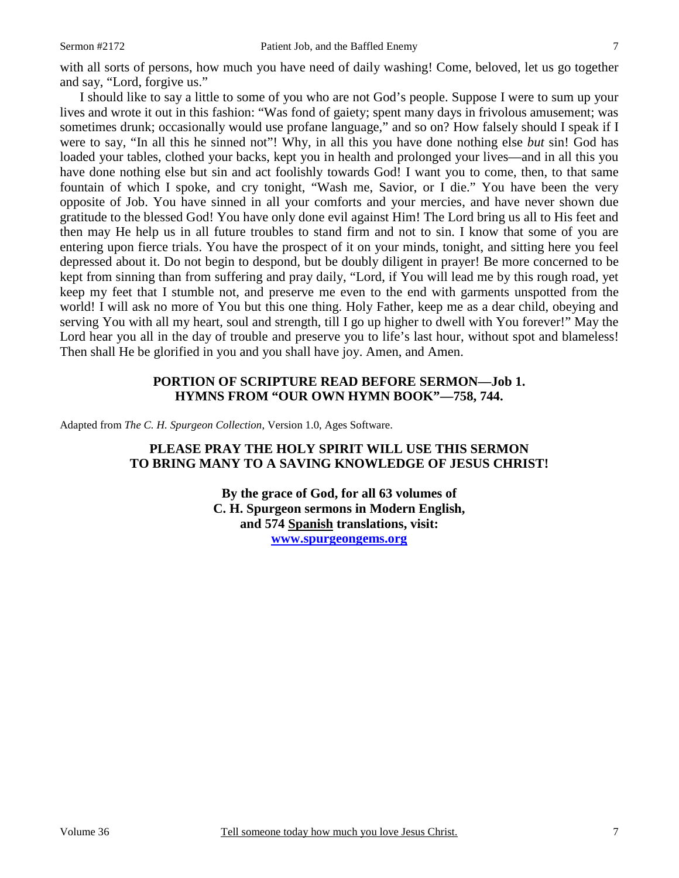with all sorts of persons, how much you have need of daily washing! Come, beloved, let us go together and say, "Lord, forgive us."

I should like to say a little to some of you who are not God's people. Suppose I were to sum up your lives and wrote it out in this fashion: "Was fond of gaiety; spent many days in frivolous amusement; was sometimes drunk; occasionally would use profane language," and so on? How falsely should I speak if I were to say, "In all this he sinned not"! Why, in all this you have done nothing else *but* sin! God has loaded your tables, clothed your backs, kept you in health and prolonged your lives—and in all this you have done nothing else but sin and act foolishly towards God! I want you to come, then, to that same fountain of which I spoke, and cry tonight, "Wash me, Savior, or I die." You have been the very opposite of Job. You have sinned in all your comforts and your mercies, and have never shown due gratitude to the blessed God! You have only done evil against Him! The Lord bring us all to His feet and then may He help us in all future troubles to stand firm and not to sin. I know that some of you are entering upon fierce trials. You have the prospect of it on your minds, tonight, and sitting here you feel depressed about it. Do not begin to despond, but be doubly diligent in prayer! Be more concerned to be kept from sinning than from suffering and pray daily, "Lord, if You will lead me by this rough road, yet keep my feet that I stumble not, and preserve me even to the end with garments unspotted from the world! I will ask no more of You but this one thing. Holy Father, keep me as a dear child, obeying and serving You with all my heart, soul and strength, till I go up higher to dwell with You forever!" May the Lord hear you all in the day of trouble and preserve you to life's last hour, without spot and blameless! Then shall He be glorified in you and you shall have joy. Amen, and Amen.

**PORTION OF SCRIPTURE READ BEFORE SERMON—Job 1.**
**HYMNS FROM "OUR OWN HYMN BOOK"—758, 744.**

Adapted from *The C. H. Spurgeon Collection*, Version 1.0, Ages Software.

**PLEASE PRAY THE HOLY SPIRIT WILL USE THIS SERMON TO BRING MANY TO A SAVING KNOWLEDGE OF JESUS CHRIST!**

**By the grace of God, for all 63 volumes of C. H. Spurgeon sermons in Modern English, and 574 Spanish translations, visit: www.spurgeongems.org**